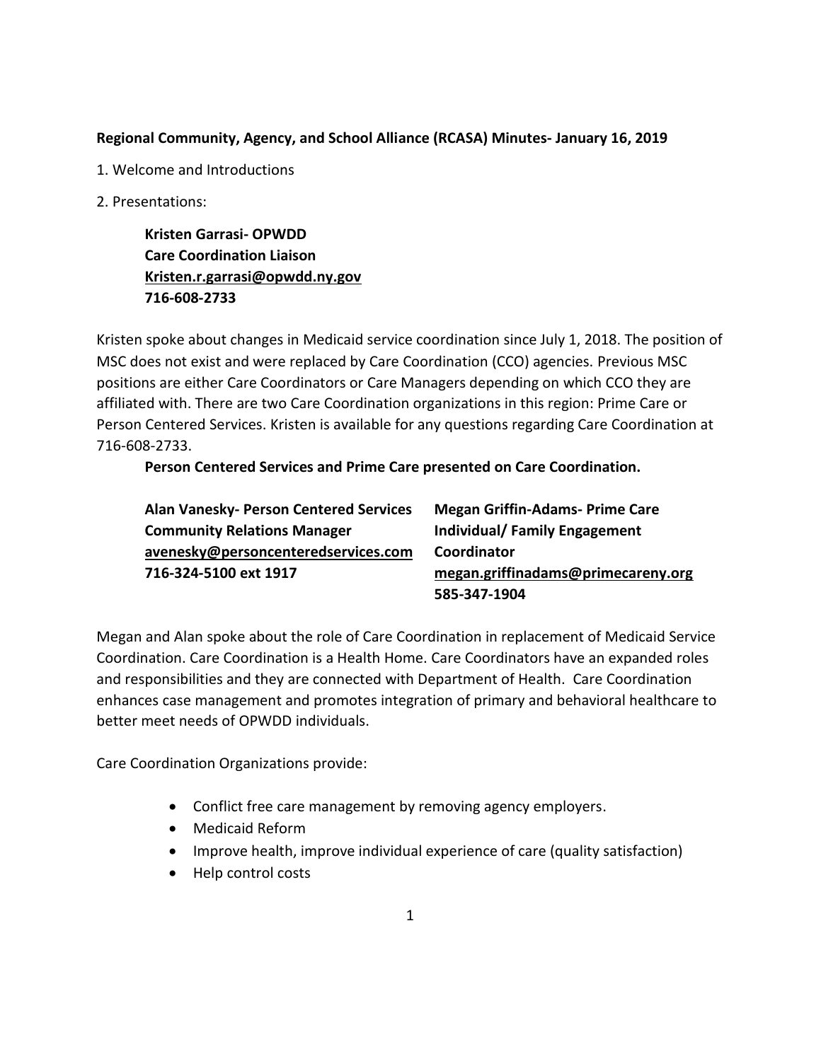**Regional Community, Agency, and School Alliance (RCASA) Minutes- January 16, 2019**

1. Welcome and Introductions

2. Presentations:

**Kristen Garrasi- OPWDD**
**Care Coordination Liaison**
**Kristen.r.garrasi@opwdd.ny.gov**
**716-608-2733**

Kristen spoke about changes in Medicaid service coordination since July 1, 2018. The position of MSC does not exist and were replaced by Care Coordination (CCO) agencies. Previous MSC positions are either Care Coordinators or Care Managers depending on which CCO they are affiliated with. There are two Care Coordination organizations in this region: Prime Care or Person Centered Services. Kristen is available for any questions regarding Care Coordination at 716-608-2733.

**Person Centered Services and Prime Care presented on Care Coordination.**

**Alan Vanesky- Person Centered Services**
**Community Relations Manager**
**avenesky@personcenteredservices.com**
**716-324-5100 ext 1917**

**Megan Griffin-Adams- Prime Care**
**Individual/ Family Engagement Coordinator**
**megan.griffinadams@primecareny.org**
**585-347-1904**

Megan and Alan spoke about the role of Care Coordination in replacement of Medicaid Service Coordination. Care Coordination is a Health Home. Care Coordinators have an expanded roles and responsibilities and they are connected with Department of Health. Care Coordination enhances case management and promotes integration of primary and behavioral healthcare to better meet needs of OPWDD individuals.

Care Coordination Organizations provide:

- Conflict free care management by removing agency employers.
- Medicaid Reform
- Improve health, improve individual experience of care (quality satisfaction)
- Help control costs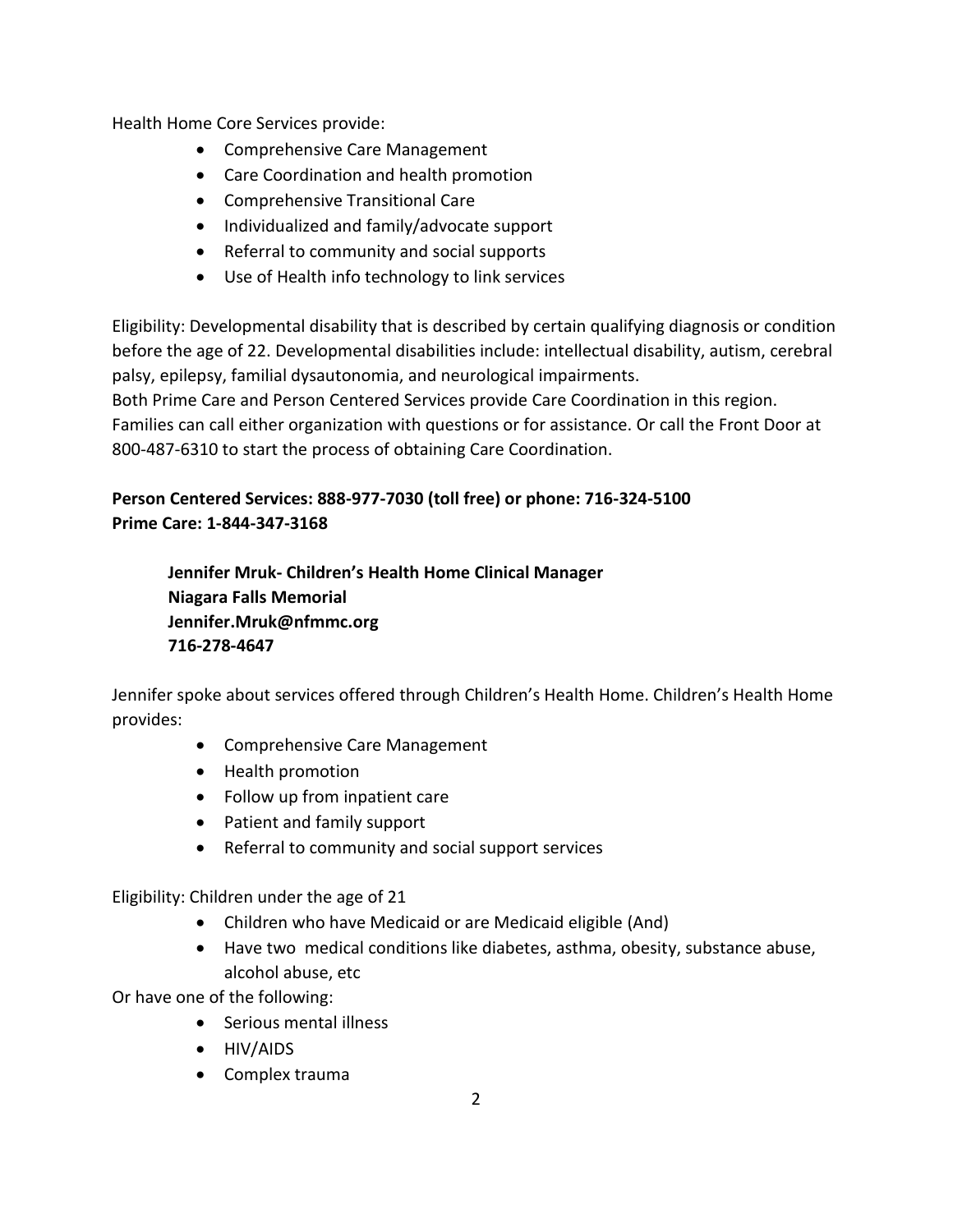Health Home Core Services provide:

- Comprehensive Care Management
- Care Coordination and health promotion
- Comprehensive Transitional Care
- Individualized and family/advocate support
- Referral to community and social supports
- Use of Health info technology to link services

Eligibility: Developmental disability that is described by certain qualifying diagnosis or condition before the age of 22. Developmental disabilities include: intellectual disability, autism, cerebral palsy, epilepsy, familial dysautonomia, and neurological impairments.
Both Prime Care and Person Centered Services provide Care Coordination in this region. Families can call either organization with questions or for assistance. Or call the Front Door at 800-487-6310 to start the process of obtaining Care Coordination.

**Person Centered Services: 888-977-7030 (toll free) or phone: 716-324-5100**
**Prime Care: 1-844-347-3168**

**Jennifer Mruk- Children's Health Home Clinical Manager**
**Niagara Falls Memorial**
**Jennifer.Mruk@nfmmc.org**
**716-278-4647**

Jennifer spoke about services offered through Children's Health Home. Children's Health Home provides:

- Comprehensive Care Management
- Health promotion
- Follow up from inpatient care
- Patient and family support
- Referral to community and social support services

Eligibility: Children under the age of 21

- Children who have Medicaid or are Medicaid eligible (And)
- Have two medical conditions like diabetes, asthma, obesity, substance abuse, alcohol abuse, etc

Or have one of the following:

- Serious mental illness
- HIV/AIDS
- Complex trauma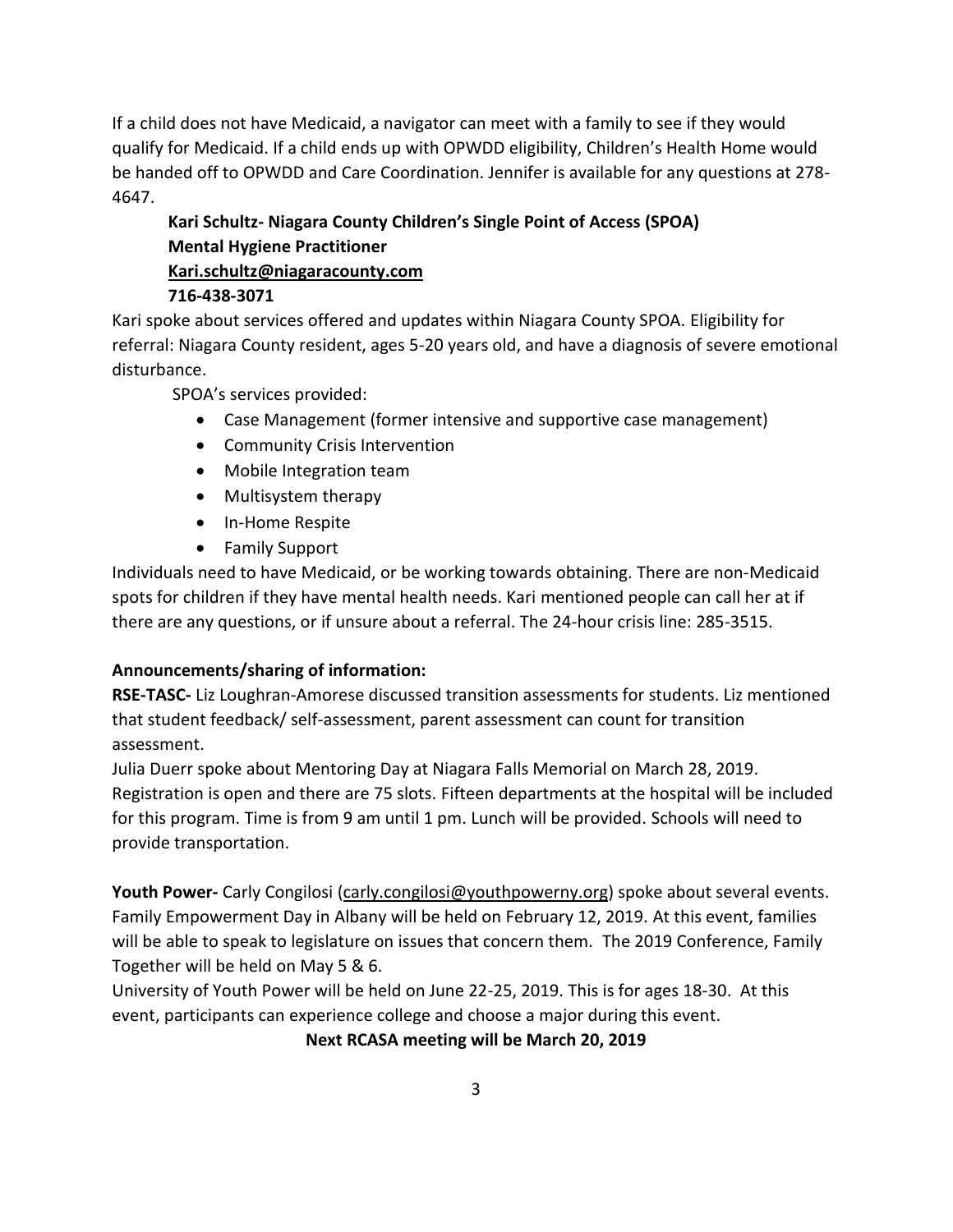If a child does not have Medicaid, a navigator can meet with a family to see if they would qualify for Medicaid. If a child ends up with OPWDD eligibility, Children's Health Home would be handed off to OPWDD and Care Coordination. Jennifer is available for any questions at 278-4647.

**Kari Schultz- Niagara County Children's Single Point of Access (SPOA)**
**Mental Hygiene Practitioner**
**Kari.schultz@niagaracounty.com**
**716-438-3071**

Kari spoke about services offered and updates within Niagara County SPOA. Eligibility for referral: Niagara County resident, ages 5-20 years old, and have a diagnosis of severe emotional disturbance.

SPOA's services provided:

- Case Management (former intensive and supportive case management)
- Community Crisis Intervention
- Mobile Integration team
- Multisystem therapy
- In-Home Respite
- Family Support

Individuals need to have Medicaid, or be working towards obtaining. There are non-Medicaid spots for children if they have mental health needs. Kari mentioned people can call her at if there are any questions, or if unsure about a referral. The 24-hour crisis line: 285-3515.

**Announcements/sharing of information:**

**RSE-TASC-** Liz Loughran-Amorese discussed transition assessments for students. Liz mentioned that student feedback/ self-assessment, parent assessment can count for transition assessment.

Julia Duerr spoke about Mentoring Day at Niagara Falls Memorial on March 28, 2019. Registration is open and there are 75 slots. Fifteen departments at the hospital will be included for this program. Time is from 9 am until 1 pm. Lunch will be provided. Schools will need to provide transportation.

**Youth Power-** Carly Congilosi (carly.congilosi@youthpowerny.org) spoke about several events. Family Empowerment Day in Albany will be held on February 12, 2019. At this event, families will be able to speak to legislature on issues that concern them. The 2019 Conference, Family Together will be held on May 5 & 6.

University of Youth Power will be held on June 22-25, 2019. This is for ages 18-30. At this event, participants can experience college and choose a major during this event.

**Next RCASA meeting will be March 20, 2019**